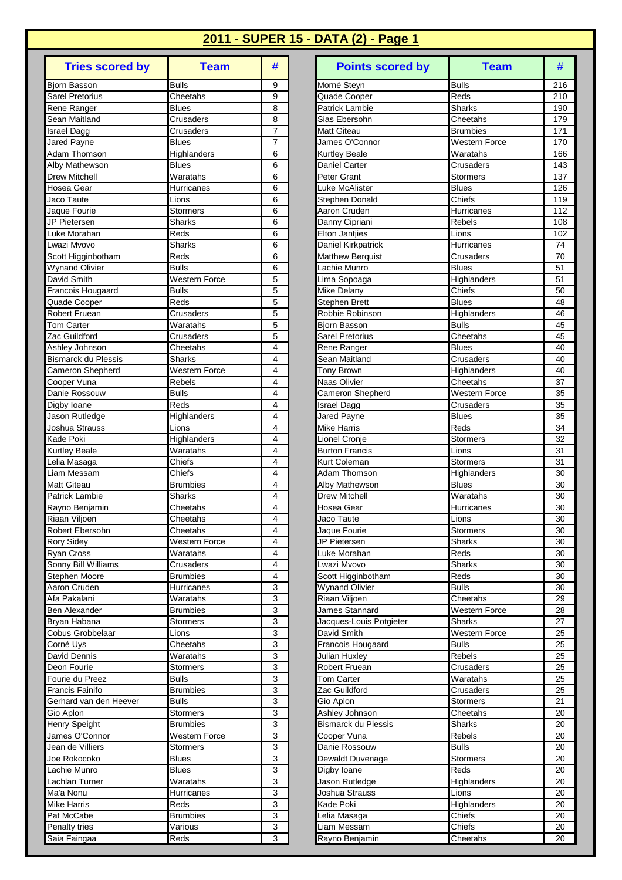## 2011 - SUPER 15 - DATA (2) - Page 1

| Tries scored by | Team | # |
|---|---|---|
| Bjorn Basson | Bulls | 9 |
| Sarel Pretorius | Cheetahs | 9 |
| Rene Ranger | Blues | 8 |
| Sean Maitland | Crusaders | 8 |
| Israel Dagg | Crusaders | 7 |
| Jared Payne | Blues | 7 |
| Adam Thomson | Highlanders | 6 |
| Alby Mathewson | Blues | 6 |
| Drew Mitchell | Waratahs | 6 |
| Hosea Gear | Hurricanes | 6 |
| Jaco Taute | Lions | 6 |
| Jaque Fourie | Stormers | 6 |
| JP Pietersen | Sharks | 6 |
| Luke Morahan | Reds | 6 |
| Lwazi Mvovo | Sharks | 6 |
| Scott Higginbotham | Reds | 6 |
| Wynand Olivier | Bulls | 6 |
| David Smith | Western Force | 5 |
| Francois Hougaard | Bulls | 5 |
| Quade Cooper | Reds | 5 |
| Robert Fruean | Crusaders | 5 |
| Tom Carter | Waratahs | 5 |
| Zac Guildford | Crusaders | 5 |
| Ashley Johnson | Cheetahs | 4 |
| Bismarck du Plessis | Sharks | 4 |
| Cameron Shepherd | Western Force | 4 |
| Cooper Vuna | Rebels | 4 |
| Danie Rossouw | Bulls | 4 |
| Digby Ioane | Reds | 4 |
| Jason Rutledge | Highlanders | 4 |
| Joshua Strauss | Lions | 4 |
| Kade Poki | Highlanders | 4 |
| Kurtley Beale | Waratahs | 4 |
| Lelia Masaga | Chiefs | 4 |
| Liam Messam | Chiefs | 4 |
| Matt Giteau | Brumbies | 4 |
| Patrick Lambie | Sharks | 4 |
| Rayno Benjamin | Cheetahs | 4 |
| Riaan Viljoen | Cheetahs | 4 |
| Robert Ebersohn | Cheetahs | 4 |
| Rory Sidey | Western Force | 4 |
| Ryan Cross | Waratahs | 4 |
| Sonny Bill Williams | Crusaders | 4 |
| Stephen Moore | Brumbies | 4 |
| Aaron Cruden | Hurricanes | 3 |
| Afa Pakalani | Waratahs | 3 |
| Ben Alexander | Brumbies | 3 |
| Bryan Habana | Stormers | 3 |
| Cobus Grobbelaar | Lions | 3 |
| Corné Uys | Cheetahs | 3 |
| David Dennis | Waratahs | 3 |
| Deon Fourie | Stormers | 3 |
| Fourie du Preez | Bulls | 3 |
| Francis Fainifo | Brumbies | 3 |
| Gerhard van den Heever | Bulls | 3 |
| Gio Aplon | Stormers | 3 |
| Henry Speight | Brumbies | 3 |
| James O'Connor | Western Force | 3 |
| Jean de Villiers | Stormers | 3 |
| Joe Rokocoko | Blues | 3 |
| Lachie Munro | Blues | 3 |
| Lachlan Turner | Waratahs | 3 |
| Ma'a Nonu | Hurricanes | 3 |
| Mike Harris | Reds | 3 |
| Pat McCabe | Brumbies | 3 |
| Penalty tries | Various | 3 |
| Saia Faingaa | Reds | 3 |

| Points scored by | Team | # |
|---|---|---|
| Morné Steyn | Bulls | 216 |
| Quade Cooper | Reds | 210 |
| Patrick Lambie | Sharks | 190 |
| Sias Ebersohn | Cheetahs | 179 |
| Matt Giteau | Brumbies | 171 |
| James O'Connor | Western Force | 170 |
| Kurtley Beale | Waratahs | 166 |
| Daniel Carter | Crusaders | 143 |
| Peter Grant | Stormers | 137 |
| Luke McAlister | Blues | 126 |
| Stephen Donald | Chiefs | 119 |
| Aaron Cruden | Hurricanes | 112 |
| Danny Cipriani | Rebels | 108 |
| Elton Jantjies | Lions | 102 |
| Daniel Kirkpatrick | Hurricanes | 74 |
| Matthew Berquist | Crusaders | 70 |
| Lachie Munro | Blues | 51 |
| Lima Sopoaga | Highlanders | 51 |
| Mike Delany | Chiefs | 50 |
| Stephen Brett | Blues | 48 |
| Robbie Robinson | Highlanders | 46 |
| Bjorn Basson | Bulls | 45 |
| Sarel Pretorius | Cheetahs | 45 |
| Rene Ranger | Blues | 40 |
| Sean Maitland | Crusaders | 40 |
| Tony Brown | Highlanders | 40 |
| Naas Olivier | Cheetahs | 37 |
| Cameron Shepherd | Western Force | 35 |
| Israel Dagg | Crusaders | 35 |
| Jared Payne | Blues | 35 |
| Mike Harris | Reds | 34 |
| Lionel Cronje | Stormers | 32 |
| Burton Francis | Lions | 31 |
| Kurt Coleman | Stormers | 31 |
| Adam Thomson | Highlanders | 30 |
| Alby Mathewson | Blues | 30 |
| Drew Mitchell | Waratahs | 30 |
| Hosea Gear | Hurricanes | 30 |
| Jaco Taute | Lions | 30 |
| Jaque Fourie | Stormers | 30 |
| JP Pietersen | Sharks | 30 |
| Luke Morahan | Reds | 30 |
| Lwazi Mvovo | Sharks | 30 |
| Scott Higginbotham | Reds | 30 |
| Wynand Olivier | Bulls | 30 |
| Riaan Viljoen | Cheetahs | 29 |
| James Stannard | Western Force | 28 |
| Jacques-Louis Potgieter | Sharks | 27 |
| David Smith | Western Force | 25 |
| Francois Hougaard | Bulls | 25 |
| Julian Huxley | Rebels | 25 |
| Robert Fruean | Crusaders | 25 |
| Tom Carter | Waratahs | 25 |
| Zac Guildford | Crusaders | 25 |
| Gio Aplon | Stormers | 21 |
| Ashley Johnson | Cheetahs | 20 |
| Bismarck du Plessis | Sharks | 20 |
| Cooper Vuna | Rebels | 20 |
| Danie Rossouw | Bulls | 20 |
| Dewaldt Duvenage | Stormers | 20 |
| Digby Ioane | Reds | 20 |
| Jason Rutledge | Highlanders | 20 |
| Joshua Strauss | Lions | 20 |
| Kade Poki | Highlanders | 20 |
| Lelia Masaga | Chiefs | 20 |
| Liam Messam | Chiefs | 20 |
| Rayno Benjamin | Cheetahs | 20 |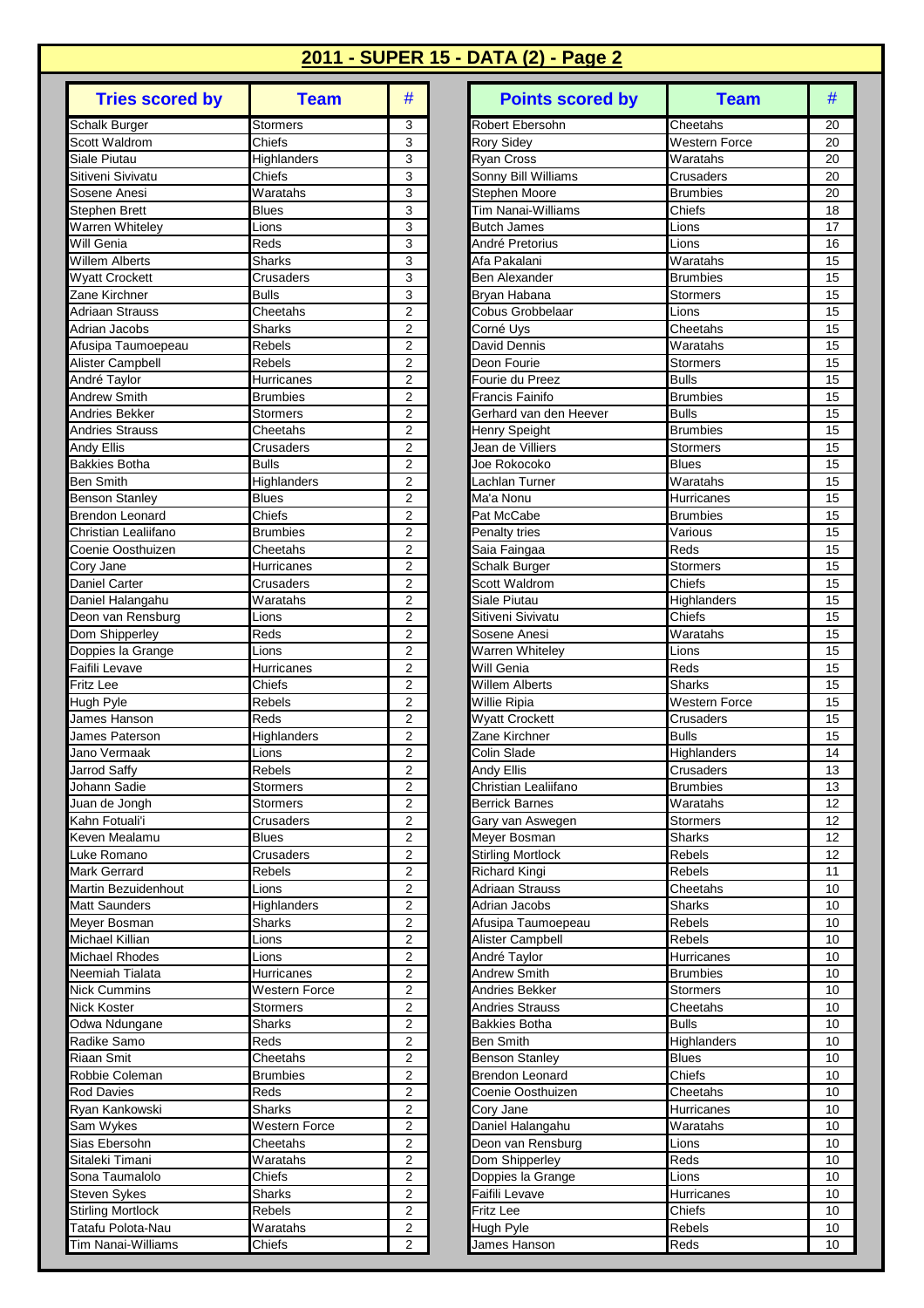## 2011 - SUPER 15 - DATA (2) - Page 2

| Tries scored by | Team | # |
|---|---|---|
| Schalk Burger | Stormers | 3 |
| Scott Waldrom | Chiefs | 3 |
| Siale Piutau | Highlanders | 3 |
| Sitiveni Sivivatu | Chiefs | 3 |
| Sosene Anesi | Waratahs | 3 |
| Stephen Brett | Blues | 3 |
| Warren Whiteley | Lions | 3 |
| Will Genia | Reds | 3 |
| Willem Alberts | Sharks | 3 |
| Wyatt Crockett | Crusaders | 3 |
| Zane Kirchner | Bulls | 3 |
| Adriaan Strauss | Cheetahs | 2 |
| Adrian Jacobs | Sharks | 2 |
| Afusipa Taumoepeau | Rebels | 2 |
| Alister Campbell | Rebels | 2 |
| André Taylor | Hurricanes | 2 |
| Andrew Smith | Brumbies | 2 |
| Andries Bekker | Stormers | 2 |
| Andries Strauss | Cheetahs | 2 |
| Andy Ellis | Crusaders | 2 |
| Bakkies Botha | Bulls | 2 |
| Ben Smith | Highlanders | 2 |
| Benson Stanley | Blues | 2 |
| Brendon Leonard | Chiefs | 2 |
| Christian Lealiifano | Brumbies | 2 |
| Coenie Oosthuizen | Cheetahs | 2 |
| Cory Jane | Hurricanes | 2 |
| Daniel Carter | Crusaders | 2 |
| Daniel Halangahu | Waratahs | 2 |
| Deon van Rensburg | Lions | 2 |
| Dom Shipperley | Reds | 2 |
| Doppies la Grange | Lions | 2 |
| Faifili Levave | Hurricanes | 2 |
| Fritz Lee | Chiefs | 2 |
| Hugh Pyle | Rebels | 2 |
| James Hanson | Reds | 2 |
| James Paterson | Highlanders | 2 |
| Jano Vermaak | Lions | 2 |
| Jarrod Saffy | Rebels | 2 |
| Johann Sadie | Stormers | 2 |
| Juan de Jongh | Stormers | 2 |
| Kahn Fotuali'i | Crusaders | 2 |
| Keven Mealamu | Blues | 2 |
| Luke Romano | Crusaders | 2 |
| Mark Gerrard | Rebels | 2 |
| Martin Bezuidenhout | Lions | 2 |
| Matt Saunders | Highlanders | 2 |
| Meyer Bosman | Sharks | 2 |
| Michael Killian | Lions | 2 |
| Michael Rhodes | Lions | 2 |
| Neemiah Tialata | Hurricanes | 2 |
| Nick Cummins | Western Force | 2 |
| Nick Koster | Stormers | 2 |
| Odwa Ndungane | Sharks | 2 |
| Radike Samo | Reds | 2 |
| Riaan Smit | Cheetahs | 2 |
| Robbie Coleman | Brumbies | 2 |
| Rod Davies | Reds | 2 |
| Ryan Kankowski | Sharks | 2 |
| Sam Wykes | Western Force | 2 |
| Sias Ebersohn | Cheetahs | 2 |
| Sitaleki Timani | Waratahs | 2 |
| Sona Taumalolo | Chiefs | 2 |
| Steven Sykes | Sharks | 2 |
| Stirling Mortlock | Rebels | 2 |
| Tatafu Polota-Nau | Waratahs | 2 |
| Tim Nanai-Williams | Chiefs | 2 |

| Points scored by | Team | # |
|---|---|---|
| Robert Ebersohn | Cheetahs | 20 |
| Rory Sidey | Western Force | 20 |
| Ryan Cross | Waratahs | 20 |
| Sonny Bill Williams | Crusaders | 20 |
| Stephen Moore | Brumbies | 20 |
| Tim Nanai-Williams | Chiefs | 18 |
| Butch James | Lions | 17 |
| André Pretorius | Lions | 16 |
| Afa Pakalani | Waratahs | 15 |
| Ben Alexander | Brumbies | 15 |
| Bryan Habana | Stormers | 15 |
| Cobus Grobbelaar | Lions | 15 |
| Corné Uys | Cheetahs | 15 |
| David Dennis | Waratahs | 15 |
| Deon Fourie | Stormers | 15 |
| Fourie du Preez | Bulls | 15 |
| Francis Fainifo | Brumbies | 15 |
| Gerhard van den Heever | Bulls | 15 |
| Henry Speight | Brumbies | 15 |
| Jean de Villiers | Stormers | 15 |
| Joe Rokocoko | Blues | 15 |
| Lachlan Turner | Waratahs | 15 |
| Ma'a Nonu | Hurricanes | 15 |
| Pat McCabe | Brumbies | 15 |
| Penalty tries | Various | 15 |
| Saia Faingaa | Reds | 15 |
| Schalk Burger | Stormers | 15 |
| Scott Waldrom | Chiefs | 15 |
| Siale Piutau | Highlanders | 15 |
| Sitiveni Sivivatu | Chiefs | 15 |
| Sosene Anesi | Waratahs | 15 |
| Warren Whiteley | Lions | 15 |
| Will Genia | Reds | 15 |
| Willem Alberts | Sharks | 15 |
| Willie Ripia | Western Force | 15 |
| Wyatt Crockett | Crusaders | 15 |
| Zane Kirchner | Bulls | 15 |
| Colin Slade | Highlanders | 14 |
| Andy Ellis | Crusaders | 13 |
| Christian Lealiifano | Brumbies | 13 |
| Berrick Barnes | Waratahs | 12 |
| Gary van Aswegen | Stormers | 12 |
| Meyer Bosman | Sharks | 12 |
| Stirling Mortlock | Rebels | 12 |
| Richard Kingi | Rebels | 11 |
| Adriaan Strauss | Cheetahs | 10 |
| Adrian Jacobs | Sharks | 10 |
| Afusipa Taumoepeau | Rebels | 10 |
| Alister Campbell | Rebels | 10 |
| André Taylor | Hurricanes | 10 |
| Andrew Smith | Brumbies | 10 |
| Andries Bekker | Stormers | 10 |
| Andries Strauss | Cheetahs | 10 |
| Bakkies Botha | Bulls | 10 |
| Ben Smith | Highlanders | 10 |
| Benson Stanley | Blues | 10 |
| Brendon Leonard | Chiefs | 10 |
| Coenie Oosthuizen | Cheetahs | 10 |
| Cory Jane | Hurricanes | 10 |
| Daniel Halangahu | Waratahs | 10 |
| Deon van Rensburg | Lions | 10 |
| Dom Shipperley | Reds | 10 |
| Doppies la Grange | Lions | 10 |
| Faifili Levave | Hurricanes | 10 |
| Fritz Lee | Chiefs | 10 |
| Hugh Pyle | Rebels | 10 |
| James Hanson | Reds | 10 |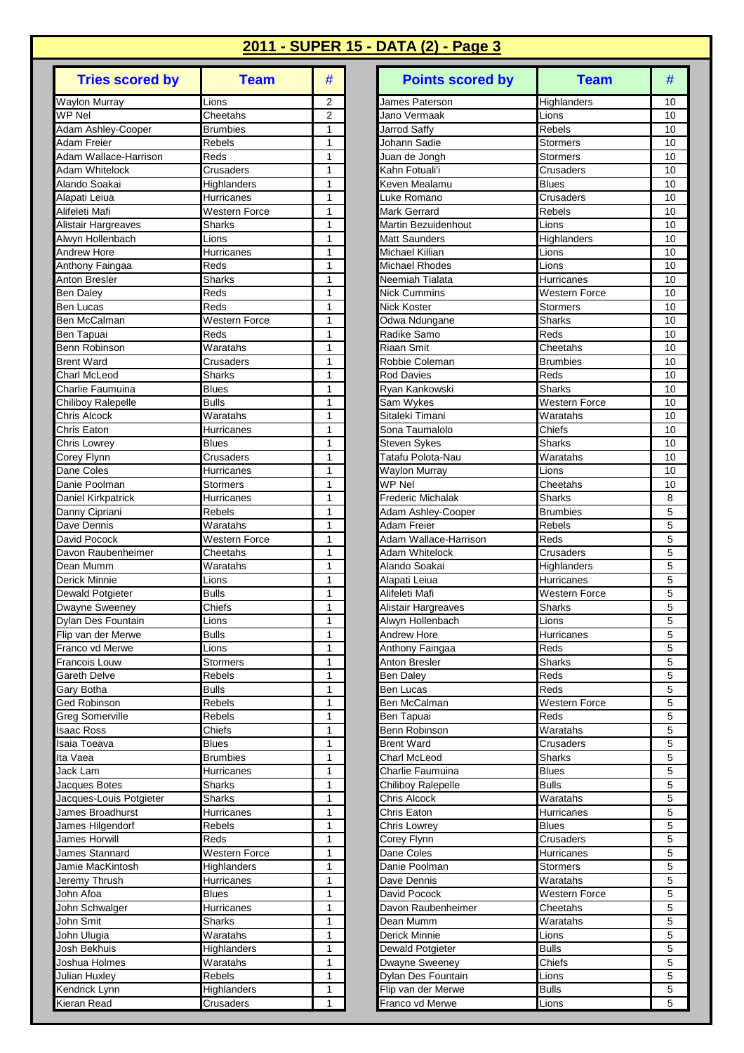# 2011 - SUPER 15 - DATA (2) - Page 3

| Tries scored by | Team | # |
|---|---|---|
| Waylon Murray | Lions | 2 |
| WP Nel | Cheetahs | 2 |
| Adam Ashley-Cooper | Brumbies | 1 |
| Adam Freier | Rebels | 1 |
| Adam Wallace-Harrison | Reds | 1 |
| Adam Whitelock | Crusaders | 1 |
| Alando Soakai | Highlanders | 1 |
| Alapati Leiua | Hurricanes | 1 |
| Alifeleti Mafi | Western Force | 1 |
| Alistair Hargreaves | Sharks | 1 |
| Alwyn Hollenbach | Lions | 1 |
| Andrew Hore | Hurricanes | 1 |
| Anthony Faingaa | Reds | 1 |
| Anton Bresler | Sharks | 1 |
| Ben Daley | Reds | 1 |
| Ben Lucas | Reds | 1 |
| Ben McCalman | Western Force | 1 |
| Ben Tapuai | Reds | 1 |
| Benn Robinson | Waratahs | 1 |
| Brent Ward | Crusaders | 1 |
| Charl McLeod | Sharks | 1 |
| Charlie Faumuina | Blues | 1 |
| Chiliboy Ralepelle | Bulls | 1 |
| Chris Alcock | Waratahs | 1 |
| Chris Eaton | Hurricanes | 1 |
| Chris Lowrey | Blues | 1 |
| Corey Flynn | Crusaders | 1 |
| Dane Coles | Hurricanes | 1 |
| Danie Poolman | Stormers | 1 |
| Daniel Kirkpatrick | Hurricanes | 1 |
| Danny Cipriani | Rebels | 1 |
| Dave Dennis | Waratahs | 1 |
| David Pocock | Western Force | 1 |
| Davon Raubenheimer | Cheetahs | 1 |
| Dean Mumm | Waratahs | 1 |
| Derick Minnie | Lions | 1 |
| Dewald Potgieter | Bulls | 1 |
| Dwayne Sweeney | Chiefs | 1 |
| Dylan Des Fountain | Lions | 1 |
| Flip van der Merwe | Bulls | 1 |
| Franco vd Merwe | Lions | 1 |
| Francois Louw | Stormers | 1 |
| Gareth Delve | Rebels | 1 |
| Gary Botha | Bulls | 1 |
| Ged Robinson | Rebels | 1 |
| Greg Somerville | Rebels | 1 |
| Isaac Ross | Chiefs | 1 |
| Isaia Toeava | Blues | 1 |
| Ita Vaea | Brumbies | 1 |
| Jack Lam | Hurricanes | 1 |
| Jacques Botes | Sharks | 1 |
| Jacques-Louis Potgieter | Sharks | 1 |
| James Broadhurst | Hurricanes | 1 |
| James Hilgendorf | Rebels | 1 |
| James Horwill | Reds | 1 |
| James Stannard | Western Force | 1 |
| Jamie MacKintosh | Highlanders | 1 |
| Jeremy Thrush | Hurricanes | 1 |
| John Afoa | Blues | 1 |
| John Schwalger | Hurricanes | 1 |
| John Smit | Sharks | 1 |
| John Ulugia | Waratahs | 1 |
| Josh Bekhuis | Highlanders | 1 |
| Joshua Holmes | Waratahs | 1 |
| Julian Huxley | Rebels | 1 |
| Kendrick Lynn | Highlanders | 1 |
| Kieran Read | Crusaders | 1 |

| Points scored by | Team | # |
|---|---|---|
| James Paterson | Highlanders | 10 |
| Jano Vermaak | Lions | 10 |
| Jarrod Saffy | Rebels | 10 |
| Johann Sadie | Stormers | 10 |
| Juan de Jongh | Stormers | 10 |
| Kahn Fotuali'i | Crusaders | 10 |
| Keven Mealamu | Blues | 10 |
| Luke Romano | Crusaders | 10 |
| Mark Gerrard | Rebels | 10 |
| Martin Bezuidenhout | Lions | 10 |
| Matt Saunders | Highlanders | 10 |
| Michael Killian | Lions | 10 |
| Michael Rhodes | Lions | 10 |
| Neemiah Tialata | Hurricanes | 10 |
| Nick Cummins | Western Force | 10 |
| Nick Koster | Stormers | 10 |
| Odwa Ndungane | Sharks | 10 |
| Radike Samo | Reds | 10 |
| Riaan Smit | Cheetahs | 10 |
| Robbie Coleman | Brumbies | 10 |
| Rod Davies | Reds | 10 |
| Ryan Kankowski | Sharks | 10 |
| Sam Wykes | Western Force | 10 |
| Sitaleki Timani | Waratahs | 10 |
| Sona Taumalolo | Chiefs | 10 |
| Steven Sykes | Sharks | 10 |
| Tatafu Polota-Nau | Waratahs | 10 |
| Waylon Murray | Lions | 10 |
| WP Nel | Cheetahs | 10 |
| Frederic Michalak | Sharks | 8 |
| Adam Ashley-Cooper | Brumbies | 5 |
| Adam Freier | Rebels | 5 |
| Adam Wallace-Harrison | Reds | 5 |
| Adam Whitelock | Crusaders | 5 |
| Alando Soakai | Highlanders | 5 |
| Alapati Leiua | Hurricanes | 5 |
| Alifeleti Mafi | Western Force | 5 |
| Alistair Hargreaves | Sharks | 5 |
| Alwyn Hollenbach | Lions | 5 |
| Andrew Hore | Hurricanes | 5 |
| Anthony Faingaa | Reds | 5 |
| Anton Bresler | Sharks | 5 |
| Ben Daley | Reds | 5 |
| Ben Lucas | Reds | 5 |
| Ben McCalman | Western Force | 5 |
| Ben Tapuai | Reds | 5 |
| Benn Robinson | Waratahs | 5 |
| Brent Ward | Crusaders | 5 |
| Charl McLeod | Sharks | 5 |
| Charlie Faumuina | Blues | 5 |
| Chiliboy Ralepelle | Bulls | 5 |
| Chris Alcock | Waratahs | 5 |
| Chris Eaton | Hurricanes | 5 |
| Chris Lowrey | Blues | 5 |
| Corey Flynn | Crusaders | 5 |
| Dane Coles | Hurricanes | 5 |
| Danie Poolman | Stormers | 5 |
| Dave Dennis | Waratahs | 5 |
| David Pocock | Western Force | 5 |
| Davon Raubenheimer | Cheetahs | 5 |
| Dean Mumm | Waratahs | 5 |
| Derick Minnie | Lions | 5 |
| Dewald Potgieter | Bulls | 5 |
| Dwayne Sweeney | Chiefs | 5 |
| Dylan Des Fountain | Lions | 5 |
| Flip van der Merwe | Bulls | 5 |
| Franco vd Merwe | Lions | 5 |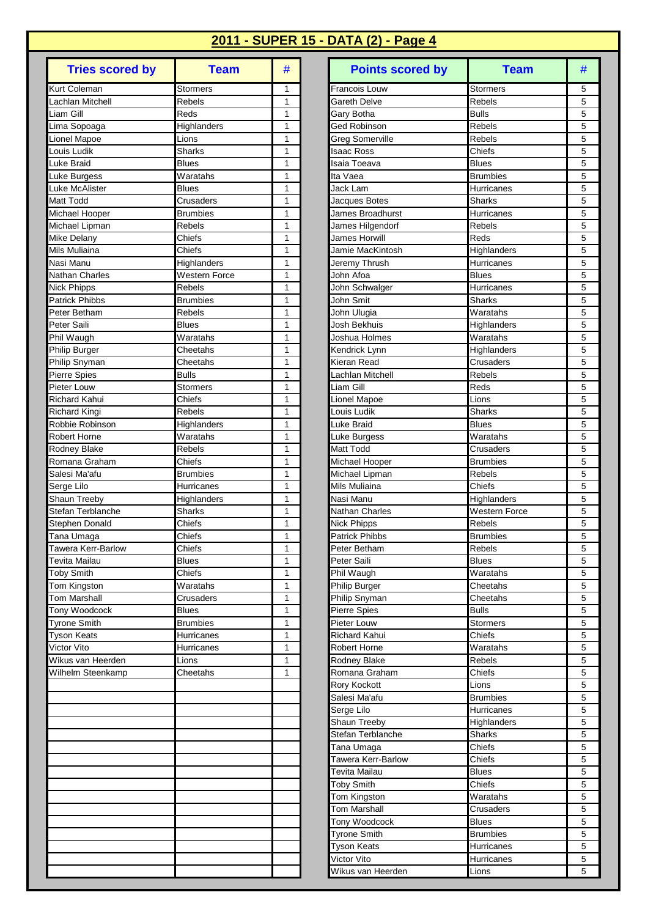## 2011 - SUPER 15 - DATA (2) - Page 4

| Tries scored by | Team | # |
|---|---|---|
| Kurt Coleman | Stormers | 1 |
| Lachlan Mitchell | Rebels | 1 |
| Liam Gill | Reds | 1 |
| Lima Sopoaga | Highlanders | 1 |
| Lionel Mapoe | Lions | 1 |
| Louis Ludik | Sharks | 1 |
| Luke Braid | Blues | 1 |
| Luke Burgess | Waratahs | 1 |
| Luke McAlister | Blues | 1 |
| Matt Todd | Crusaders | 1 |
| Michael Hooper | Brumbies | 1 |
| Michael Lipman | Rebels | 1 |
| Mike Delany | Chiefs | 1 |
| Mils Muliaina | Chiefs | 1 |
| Nasi Manu | Highlanders | 1 |
| Nathan Charles | Western Force | 1 |
| Nick Phipps | Rebels | 1 |
| Patrick Phibbs | Brumbies | 1 |
| Peter Betham | Rebels | 1 |
| Peter Saili | Blues | 1 |
| Phil Waugh | Waratahs | 1 |
| Philip Burger | Cheetahs | 1 |
| Philip Snyman | Cheetahs | 1 |
| Pierre Spies | Bulls | 1 |
| Pieter Louw | Stormers | 1 |
| Richard Kahui | Chiefs | 1 |
| Richard Kingi | Rebels | 1 |
| Robbie Robinson | Highlanders | 1 |
| Robert Horne | Waratahs | 1 |
| Rodney Blake | Rebels | 1 |
| Romana Graham | Chiefs | 1 |
| Salesi Ma'afu | Brumbies | 1 |
| Serge Lilo | Hurricanes | 1 |
| Shaun Treeby | Highlanders | 1 |
| Stefan Terblanche | Sharks | 1 |
| Stephen Donald | Chiefs | 1 |
| Tana Umaga | Chiefs | 1 |
| Tawera Kerr-Barlow | Chiefs | 1 |
| Tevita Mailau | Blues | 1 |
| Toby Smith | Chiefs | 1 |
| Tom Kingston | Waratahs | 1 |
| Tom Marshall | Crusaders | 1 |
| Tony Woodcock | Blues | 1 |
| Tyrone Smith | Brumbies | 1 |
| Tyson Keats | Hurricanes | 1 |
| Victor Vito | Hurricanes | 1 |
| Wikus van Heerden | Lions | 1 |
| Wilhelm Steenkamp | Cheetahs | 1 |

| Points scored by | Team | # |
|---|---|---|
| Francois Louw | Stormers | 5 |
| Gareth Delve | Rebels | 5 |
| Gary Botha | Bulls | 5 |
| Ged Robinson | Rebels | 5 |
| Greg Somerville | Rebels | 5 |
| Isaac Ross | Chiefs | 5 |
| Isaia Toeava | Blues | 5 |
| Ita Vaea | Brumbies | 5 |
| Jack Lam | Hurricanes | 5 |
| Jacques Botes | Sharks | 5 |
| James Broadhurst | Hurricanes | 5 |
| James Hilgendorf | Rebels | 5 |
| James Horwill | Reds | 5 |
| Jamie MacKintosh | Highlanders | 5 |
| Jeremy Thrush | Hurricanes | 5 |
| John Afoa | Blues | 5 |
| John Schwalger | Hurricanes | 5 |
| John Smit | Sharks | 5 |
| John Ulugia | Waratahs | 5 |
| Josh Bekhuis | Highlanders | 5 |
| Joshua Holmes | Waratahs | 5 |
| Kendrick Lynn | Highlanders | 5 |
| Kieran Read | Crusaders | 5 |
| Lachlan Mitchell | Rebels | 5 |
| Liam Gill | Reds | 5 |
| Lionel Mapoe | Lions | 5 |
| Louis Ludik | Sharks | 5 |
| Luke Braid | Blues | 5 |
| Luke Burgess | Waratahs | 5 |
| Matt Todd | Crusaders | 5 |
| Michael Hooper | Brumbies | 5 |
| Michael Lipman | Rebels | 5 |
| Mils Muliaina | Chiefs | 5 |
| Nasi Manu | Highlanders | 5 |
| Nathan Charles | Western Force | 5 |
| Nick Phipps | Rebels | 5 |
| Patrick Phibbs | Brumbies | 5 |
| Peter Betham | Rebels | 5 |
| Peter Saili | Blues | 5 |
| Phil Waugh | Waratahs | 5 |
| Philip Burger | Cheetahs | 5 |
| Philip Snyman | Cheetahs | 5 |
| Pierre Spies | Bulls | 5 |
| Pieter Louw | Stormers | 5 |
| Richard Kahui | Chiefs | 5 |
| Robert Horne | Waratahs | 5 |
| Rodney Blake | Rebels | 5 |
| Romana Graham | Chiefs | 5 |
| Rory Kockott | Lions | 5 |
| Salesi Ma'afu | Brumbies | 5 |
| Serge Lilo | Hurricanes | 5 |
| Shaun Treeby | Highlanders | 5 |
| Stefan Terblanche | Sharks | 5 |
| Tana Umaga | Chiefs | 5 |
| Tawera Kerr-Barlow | Chiefs | 5 |
| Tevita Mailau | Blues | 5 |
| Toby Smith | Chiefs | 5 |
| Tom Kingston | Waratahs | 5 |
| Tom Marshall | Crusaders | 5 |
| Tony Woodcock | Blues | 5 |
| Tyrone Smith | Brumbies | 5 |
| Tyson Keats | Hurricanes | 5 |
| Victor Vito | Hurricanes | 5 |
| Wikus van Heerden | Lions | 5 |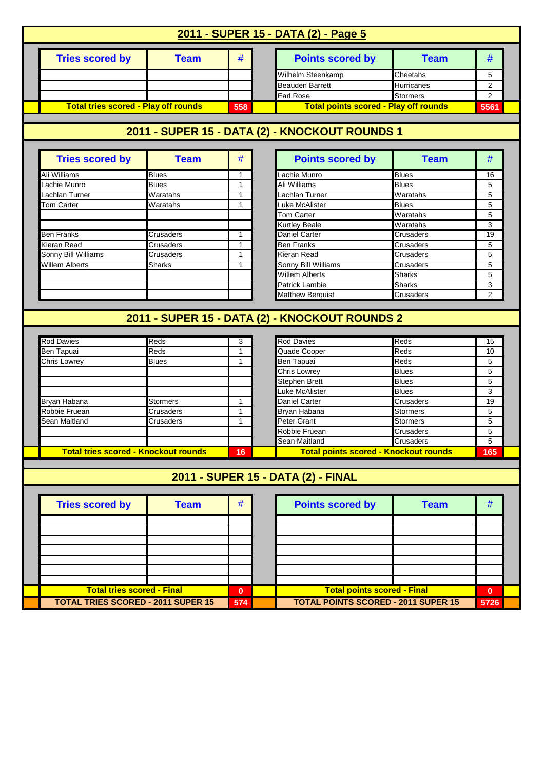# 2011 - SUPER 15 - DATA (2) - Page 5

| Tries scored by | Team | # |
|---|---|---|
| | | |
| | | |
| | | |
| **Total tries scored - Play off rounds** | | **558** |

| Points scored by | Team | # |
|---|---|---|
| Wilhelm Steenkamp | Cheetahs | 5 |
| Beauden Barrett | Hurricanes | 2 |
| Earl Rose | Stormers | 2 |
| **Total points scored - Play off rounds** | | **5561** |

## 2011 - SUPER 15 - DATA (2) - KNOCKOUT ROUNDS 1

| Tries scored by | Team | # |
|---|---|---|
| Ali Williams | Blues | 1 |
| Lachie Munro | Blues | 1 |
| Lachlan Turner | Waratahs | 1 |
| Tom Carter | Waratahs | 1 |
| | | |
| | | |
| Ben Franks | Crusaders | 1 |
| Kieran Read | Crusaders | 1 |
| Sonny Bill Williams | Crusaders | 1 |
| Willem Alberts | Sharks | 1 |
| | | |
| | | |
| | | |

| Points scored by | Team | # |
|---|---|---|
| Lachie Munro | Blues | 16 |
| Ali Williams | Blues | 5 |
| Lachlan Turner | Waratahs | 5 |
| Luke McAlister | Blues | 5 |
| Tom Carter | Waratahs | 5 |
| Kurtley Beale | Waratahs | 3 |
| Daniel Carter | Crusaders | 19 |
| Ben Franks | Crusaders | 5 |
| Kieran Read | Crusaders | 5 |
| Sonny Bill Williams | Crusaders | 5 |
| Willem Alberts | Sharks | 5 |
| Patrick Lambie | Sharks | 3 |
| Matthew Berquist | Crusaders | 2 |

## 2011 - SUPER 15 - DATA (2) - KNOCKOUT ROUNDS 2

| | | |
|---|---|---|
| Rod Davies | Reds | 3 |
| Ben Tapuai | Reds | 1 |
| Chris Lowrey | Blues | 1 |
| | | |
| | | |
| | | |
| Bryan Habana | Stormers | 1 |
| Robbie Fruean | Crusaders | 1 |
| Sean Maitland | Crusaders | 1 |
| | | |
| | | |
| **Total tries scored - Knockout rounds** | | **16** |

| | | |
|---|---|---|
| Rod Davies | Reds | 15 |
| Quade Cooper | Reds | 10 |
| Ben Tapuai | Reds | 5 |
| Chris Lowrey | Blues | 5 |
| Stephen Brett | Blues | 5 |
| Luke McAlister | Blues | 3 |
| Daniel Carter | Crusaders | 19 |
| Bryan Habana | Stormers | 5 |
| Peter Grant | Stormers | 5 |
| Robbie Fruean | Crusaders | 5 |
| Sean Maitland | Crusaders | 5 |
| **Total points scored - Knockout rounds** | | **165** |

## 2011 - SUPER 15 - DATA (2) - FINAL

| Tries scored by | Team | # |
|---|---|---|
| | | |
| | | |
| | | |
| | | |
| | | |
| | | |
| | | |
| **Total tries scored - Final** | | **0** |
| **TOTAL TRIES SCORED - 2011 SUPER 15** | | **574** |

| Points scored by | Team | # |
|---|---|---|
| | | |
| | | |
| | | |
| | | |
| | | |
| | | |
| | | |
| **Total points scored - Final** | | **0** |
| **TOTAL POINTS SCORED - 2011 SUPER 15** | | **5726** |